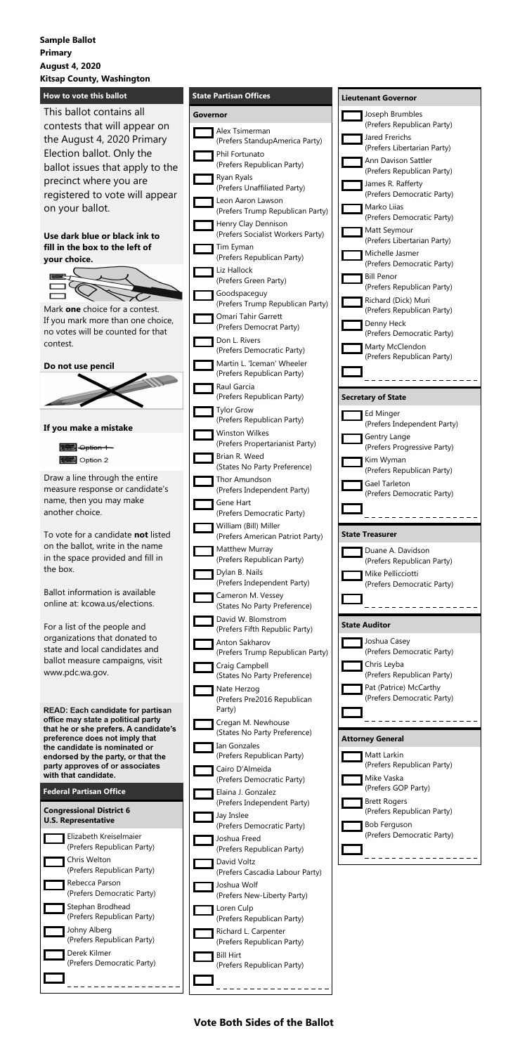**Sample Ballot**
**Primary**
**August 4, 2020**
**Kitsap County, Washington**

## How to vote this ballot

This ballot contains all contests that will appear on the August 4, 2020 Primary Election ballot. Only the ballot issues that apply to the precinct where you are registered to vote will appear on your ballot.

**Use dark blue or black ink to fill in the box to the left of your choice.**

Mark **one** choice for a contest. If you mark more than one choice, no votes will be counted for that contest.

**Do not use pencil**

**If you make a mistake**

~~Option 1~~
Option 2

Draw a line through the entire measure response or candidate's name, then you may make another choice.

To vote for a candidate **not** listed on the ballot, write in the name in the space provided and fill in the box.

Ballot information is available online at: kcowa.us/elections.

For a list of the people and organizations that donated to state and local candidates and ballot measure campaigns, visit www.pdc.wa.gov.

**READ: Each candidate for partisan office may state a political party that he or she prefers. A candidate's preference does not imply that the candidate is nominated or endorsed by the party, or that the party approves of or associates with that candidate.**

## Federal Partisan Office

### Congressional District 6 U.S. Representative

- ☐ Elizabeth Kreiselmaier (Prefers Republican Party)
- ☐ Chris Welton (Prefers Republican Party)
- ☐ Rebecca Parson (Prefers Democratic Party)
- ☐ Stephan Brodhead (Prefers Republican Party)
- ☐ Johny Alberg (Prefers Republican Party)
- ☐ Derek Kilmer (Prefers Democratic Party)
- ☐ ________________

## State Partisan Offices

### Governor

- ☐ Alex Tsimerman (Prefers StandupAmerica Party)
- ☐ Phil Fortunato (Prefers Republican Party)
- ☐ Ryan Ryals (Prefers Unaffiliated Party)
- ☐ Leon Aaron Lawson (Prefers Trump Republican Party)
- ☐ Henry Clay Dennison (Prefers Socialist Workers Party)
- ☐ Tim Eyman (Prefers Republican Party)
- ☐ Liz Hallock (Prefers Green Party)
- ☐ Goodspaceguy (Prefers Trump Republican Party)
- ☐ Omari Tahir Garrett (Prefers Democrat Party)
- ☐ Don L. Rivers (Prefers Democratic Party)
- ☐ Martin L. 'Iceman' Wheeler (Prefers Republican Party)
- ☐ Raul Garcia (Prefers Republican Party)
- ☐ Tylor Grow (Prefers Republican Party)
- ☐ Winston Wilkes (Prefers Propertarianist Party)
- ☐ Brian R. Weed (States No Party Preference)
- ☐ Thor Amundson (Prefers Independent Party)
- ☐ Gene Hart (Prefers Democratic Party)
- ☐ William (Bill) Miller (Prefers American Patriot Party)
- ☐ Matthew Murray (Prefers Republican Party)
- ☐ Dylan B. Nails (Prefers Independent Party)
- ☐ Cameron M. Vessey (States No Party Preference)
- ☐ David W. Blomstrom (Prefers Fifth Republic Party)
- ☐ Anton Sakharov (Prefers Trump Republican Party)
- ☐ Craig Campbell (States No Party Preference)
- ☐ Nate Herzog (Prefers Pre2016 Republican Party)
- ☐ Cregan M. Newhouse (States No Party Preference)
- ☐ Ian Gonzales (Prefers Republican Party)
- ☐ Cairo D'Almeida (Prefers Democratic Party)
- ☐ Elaina J. Gonzalez (Prefers Independent Party)
- ☐ Jay Inslee (Prefers Democratic Party)
- ☐ Joshua Freed (Prefers Republican Party)
- ☐ David Voltz (Prefers Cascadia Labour Party)
- ☐ Joshua Wolf (Prefers New-Liberty Party)
- ☐ Loren Culp (Prefers Republican Party)
- ☐ Richard L. Carpenter (Prefers Republican Party)
- ☐ Bill Hirt (Prefers Republican Party)
- ☐ ________________

### Lieutenant Governor

- ☐ Joseph Brumbles (Prefers Republican Party)
- ☐ Jared Frerichs (Prefers Libertarian Party)
- ☐ Ann Davison Sattler (Prefers Republican Party)
- ☐ James R. Rafferty (Prefers Democratic Party)
- ☐ Marko Liias (Prefers Democratic Party)
- ☐ Matt Seymour (Prefers Libertarian Party)
- ☐ Michelle Jasmer (Prefers Democratic Party)
- ☐ Bill Penor (Prefers Republican Party)
- ☐ Richard (Dick) Muri (Prefers Republican Party)
- ☐ Denny Heck (Prefers Democratic Party)
- ☐ Marty McClendon (Prefers Republican Party)
- ☐ ________________

### Secretary of State

- ☐ Ed Minger (Prefers Independent Party)
- ☐ Gentry Lange (Prefers Progressive Party)
- ☐ Kim Wyman (Prefers Republican Party)
- ☐ Gael Tarleton (Prefers Democratic Party)
- ☐ ________________

### State Treasurer

- ☐ Duane A. Davidson (Prefers Republican Party)
- ☐ Mike Pellicciotti (Prefers Democratic Party)
- ☐ ________________

### State Auditor

- ☐ Joshua Casey (Prefers Democratic Party)
- ☐ Chris Leyba (Prefers Republican Party)
- ☐ Pat (Patrice) McCarthy (Prefers Democratic Party)
- ☐ ________________

### Attorney General

- ☐ Matt Larkin (Prefers Republican Party)
- ☐ Mike Vaska (Prefers GOP Party)
- ☐ Brett Rogers (Prefers Republican Party)
- ☐ Bob Ferguson (Prefers Democratic Party)
- ☐ ________________

**Vote Both Sides of the Ballot**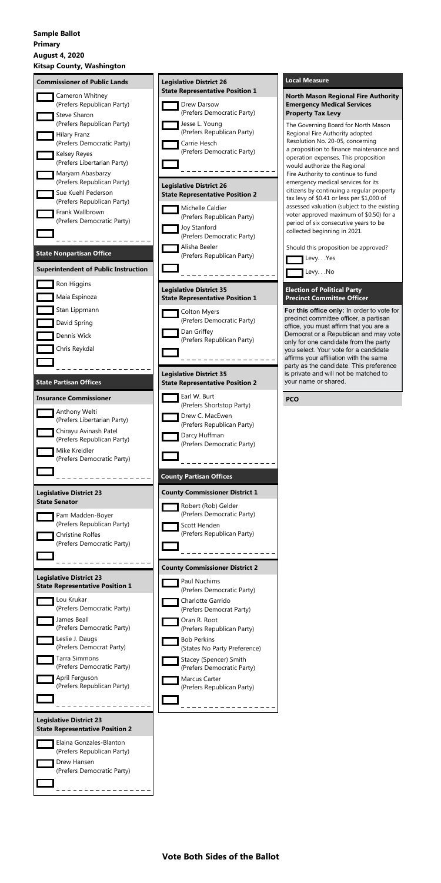**Sample Ballot**
**Primary**
**August 4, 2020**
**Kitsap County, Washington**

### Commissioner of Public Lands

- Cameron Whitney (Prefers Republican Party)
- Steve Sharon (Prefers Republican Party)
- Hilary Franz (Prefers Democratic Party)
- Kelsey Reyes (Prefers Libertarian Party)
- Maryam Abasbarzy (Prefers Republican Party)
- Sue Kuehl Pederson (Prefers Republican Party)
- Frank Wallbrown (Prefers Democratic Party)
- _______________

## State Nonpartisan Office

### Superintendent of Public Instruction

- Ron Higgins
- Maia Espinoza
- Stan Lippmann
- David Spring
- Dennis Wick
- Chris Reykdal
- _______________

## State Partisan Offices

### Insurance Commissioner

- Anthony Welti (Prefers Libertarian Party)
- Chirayu Avinash Patel (Prefers Republican Party)
- Mike Kreidler (Prefers Democratic Party)
- _______________

### Legislative District 23 State Senator

- Pam Madden-Boyer (Prefers Republican Party)
- Christine Rolfes (Prefers Democratic Party)
- _______________

### Legislative District 23 State Representative Position 1

- Lou Krukar (Prefers Democratic Party)
- James Beall (Prefers Democratic Party)
- Leslie J. Daugs (Prefers Democrat Party)
- Tarra Simmons (Prefers Democratic Party)
- April Ferguson (Prefers Republican Party)
- _______________

### Legislative District 23 State Representative Position 2

- Elaina Gonzales-Blanton (Prefers Republican Party)
- Drew Hansen (Prefers Democratic Party)
- _______________

### Legislative District 26 State Representative Position 1

- Drew Darsow (Prefers Democratic Party)
- Jesse L. Young (Prefers Republican Party)
- Carrie Hesch (Prefers Democratic Party)
- _______________

### Legislative District 26 State Representative Position 2

- Michelle Caldier (Prefers Republican Party)
- Joy Stanford (Prefers Democratic Party)
- Alisha Beeler (Prefers Republican Party)
- _______________

### Legislative District 35 State Representative Position 1

- Colton Myers (Prefers Democratic Party)
- Dan Griffey (Prefers Republican Party)
- _______________

### Legislative District 35 State Representative Position 2

- Earl W. Burt (Prefers Shortstop Party)
- Drew C. MacEwen (Prefers Republican Party)
- Darcy Huffman (Prefers Democratic Party)
- _______________

## County Partisan Offices

### County Commissioner District 1

- Robert (Rob) Gelder (Prefers Democratic Party)
- Scott Henden (Prefers Republican Party)
- _______________

### County Commissioner District 2

- Paul Nuchims (Prefers Democratic Party)
- Charlotte Garrido (Prefers Democrat Party)
- Oran R. Root (Prefers Republican Party)
- Bob Perkins (States No Party Preference)
- Stacey (Spencer) Smith (Prefers Democratic Party)
- Marcus Carter (Prefers Republican Party)
- _______________

## Local Measure

### North Mason Regional Fire Authority Emergency Medical Services Property Tax Levy

The Governing Board for North Mason Regional Fire Authority adopted Resolution No. 20-05, concerning a proposition to finance maintenance and operation expenses. This proposition would authorize the Regional Fire Authority to continue to fund emergency medical services for its citizens by continuing a regular property tax levy of $0.41 or less per $1,000 of assessed valuation (subject to the existing voter approved maximum of $0.50) for a period of six consecutive years to be collected beginning in 2021.

Should this proposition be approved?

- Levy. . .Yes
- Levy. . .No

## Election of Political Party Precinct Committee Officer

**For this office only:** In order to vote for precinct committee officer, a partisan office, you must affirm that you are a Democrat or a Republican and may vote only for one candidate from the party you select. Your vote for a candidate affirms your affiliation with the same party as the candidate. This preference is private and will not be matched to your name or shared.

**PCO**

**Vote Both Sides of the Ballot**